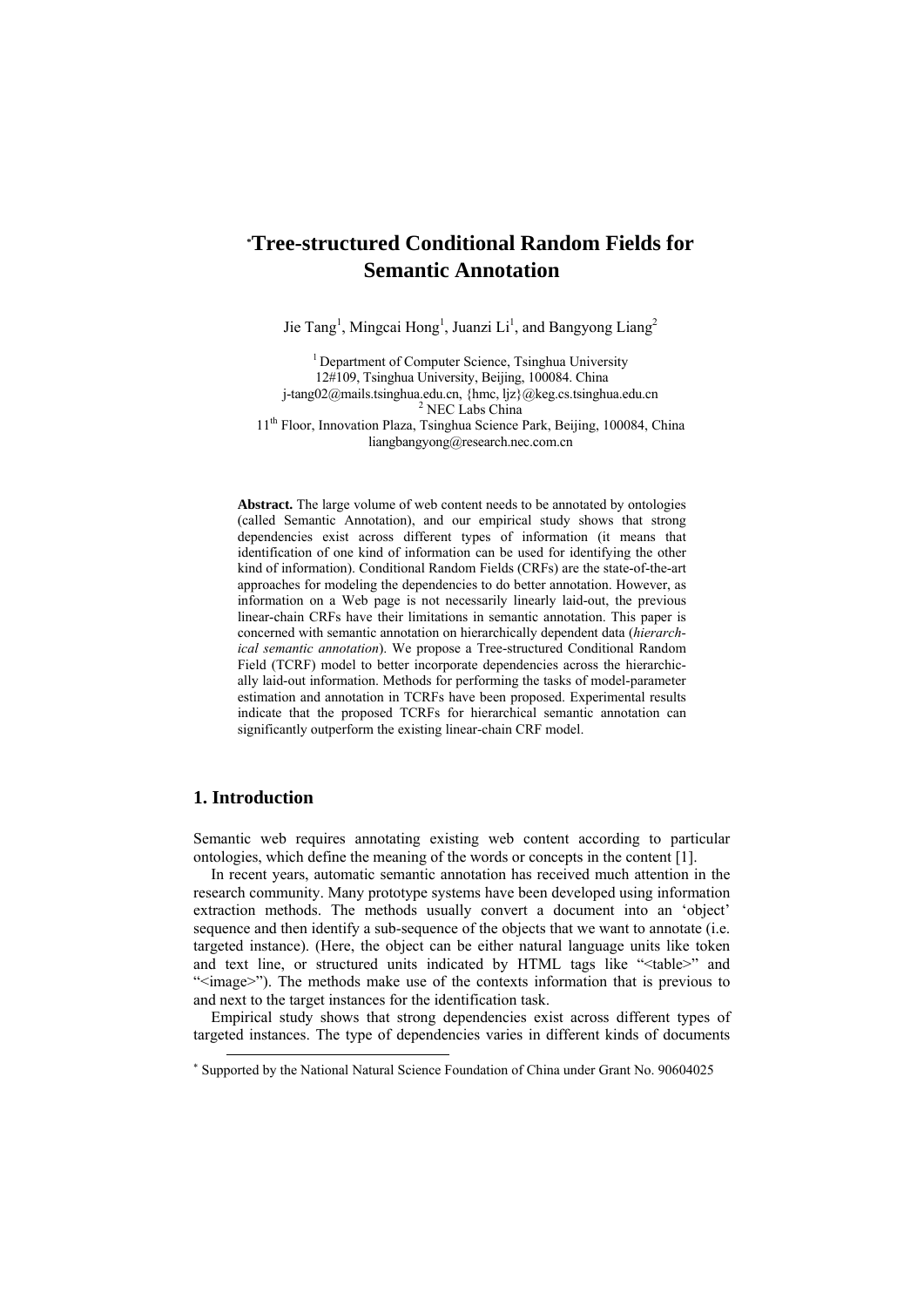# *Tree-structured Conditional Random Fields for Semantic Annotation

Jie Tang[1], Mingcai Hong[1], Juanzi Li[1], and Bangyong Liang[2]

[1] Department of Computer Science, Tsinghua University
12#109, Tsinghua University, Beijing, 100084. China
j-tang02@mails.tsinghua.edu.cn, {hmc, ljz}@keg.cs.tsinghua.edu.cn
[2] NEC Labs China
11th Floor, Innovation Plaza, Tsinghua Science Park, Beijing, 100084, China
liangbangyong@research.nec.com.cn

**Abstract.** The large volume of web content needs to be annotated by ontologies (called Semantic Annotation), and our empirical study shows that strong dependencies exist across different types of information (it means that identification of one kind of information can be used for identifying the other kind of information). Conditional Random Fields (CRFs) are the state-of-the-art approaches for modeling the dependencies to do better annotation. However, as information on a Web page is not necessarily linearly laid-out, the previous linear-chain CRFs have their limitations in semantic annotation. This paper is concerned with semantic annotation on hierarchically dependent data (*hierarchical semantic annotation*). We propose a Tree-structured Conditional Random Field (TCRF) model to better incorporate dependencies across the hierarchically laid-out information. Methods for performing the tasks of model-parameter estimation and annotation in TCRFs have been proposed. Experimental results indicate that the proposed TCRFs for hierarchical semantic annotation can significantly outperform the existing linear-chain CRF model.

## 1. Introduction

Semantic web requires annotating existing web content according to particular ontologies, which define the meaning of the words or concepts in the content [1].

In recent years, automatic semantic annotation has received much attention in the research community. Many prototype systems have been developed using information extraction methods. The methods usually convert a document into an 'object' sequence and then identify a sub-sequence of the objects that we want to annotate (i.e. targeted instance). (Here, the object can be either natural language units like token and text line, or structured units indicated by HTML tags like "<table>" and "<image>"). The methods make use of the contexts information that is previous to and next to the target instances for the identification task.

Empirical study shows that strong dependencies exist across different types of targeted instances. The type of dependencies varies in different kinds of documents

* Supported by the National Natural Science Foundation of China under Grant No. 90604025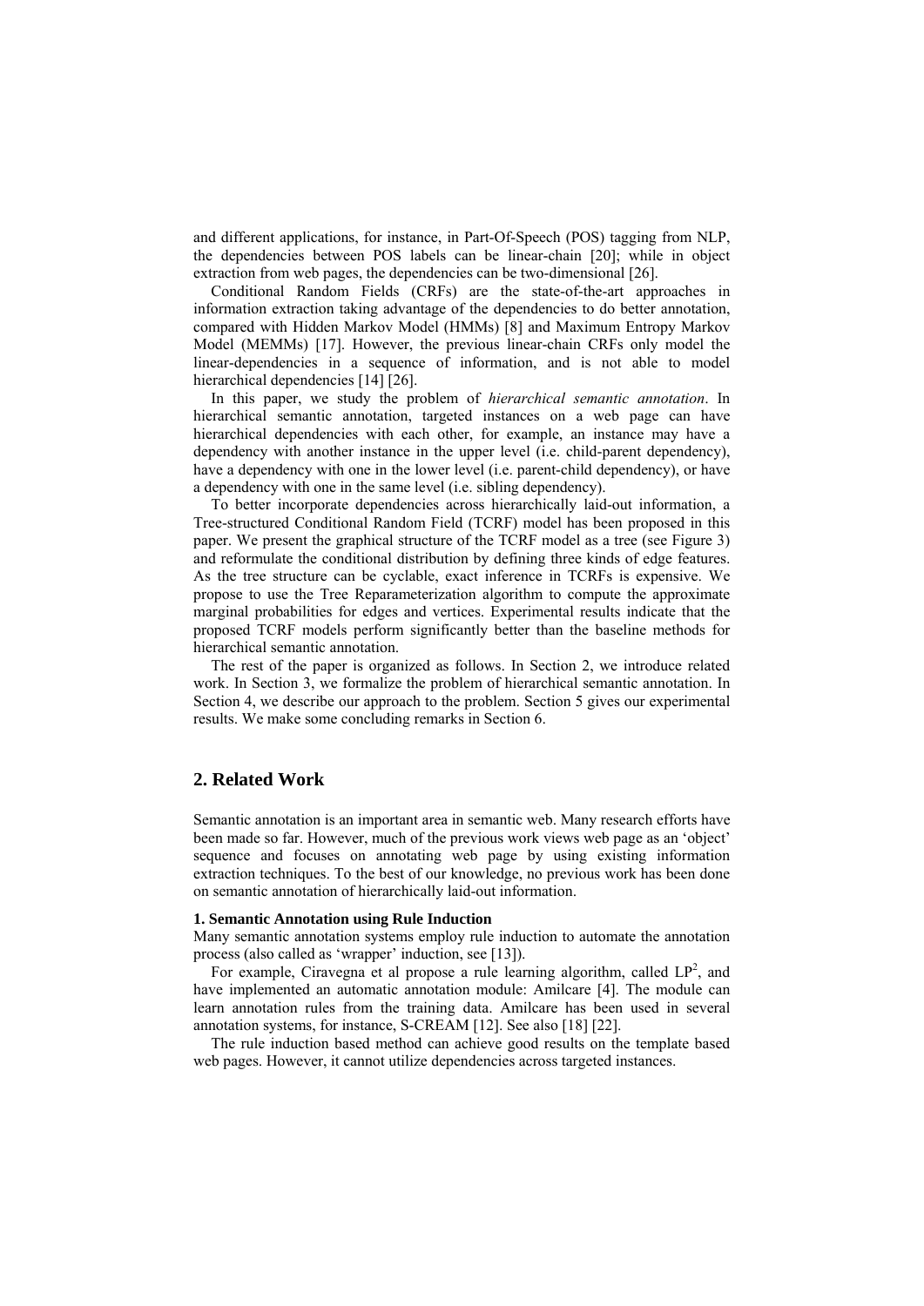and different applications, for instance, in Part-Of-Speech (POS) tagging from NLP, the dependencies between POS labels can be linear-chain [20]; while in object extraction from web pages, the dependencies can be two-dimensional [26].

Conditional Random Fields (CRFs) are the state-of-the-art approaches in information extraction taking advantage of the dependencies to do better annotation, compared with Hidden Markov Model (HMMs) [8] and Maximum Entropy Markov Model (MEMMs) [17]. However, the previous linear-chain CRFs only model the linear-dependencies in a sequence of information, and is not able to model hierarchical dependencies [14] [26].

In this paper, we study the problem of *hierarchical semantic annotation*. In hierarchical semantic annotation, targeted instances on a web page can have hierarchical dependencies with each other, for example, an instance may have a dependency with another instance in the upper level (i.e. child-parent dependency), have a dependency with one in the lower level (i.e. parent-child dependency), or have a dependency with one in the same level (i.e. sibling dependency).

To better incorporate dependencies across hierarchically laid-out information, a Tree-structured Conditional Random Field (TCRF) model has been proposed in this paper. We present the graphical structure of the TCRF model as a tree (see Figure 3) and reformulate the conditional distribution by defining three kinds of edge features. As the tree structure can be cyclable, exact inference in TCRFs is expensive. We propose to use the Tree Reparameterization algorithm to compute the approximate marginal probabilities for edges and vertices. Experimental results indicate that the proposed TCRF models perform significantly better than the baseline methods for hierarchical semantic annotation.

The rest of the paper is organized as follows. In Section 2, we introduce related work. In Section 3, we formalize the problem of hierarchical semantic annotation. In Section 4, we describe our approach to the problem. Section 5 gives our experimental results. We make some concluding remarks in Section 6.

## 2. Related Work

Semantic annotation is an important area in semantic web. Many research efforts have been made so far. However, much of the previous work views web page as an 'object' sequence and focuses on annotating web page by using existing information extraction techniques. To the best of our knowledge, no previous work has been done on semantic annotation of hierarchically laid-out information.

**1. Semantic Annotation using Rule Induction**

Many semantic annotation systems employ rule induction to automate the annotation process (also called as 'wrapper' induction, see [13]).

For example, Ciravegna et al propose a rule learning algorithm, called $LP^2$, and have implemented an automatic annotation module: Amilcare [4]. The module can learn annotation rules from the training data. Amilcare has been used in several annotation systems, for instance, S-CREAM [12]. See also [18] [22].

The rule induction based method can achieve good results on the template based web pages. However, it cannot utilize dependencies across targeted instances.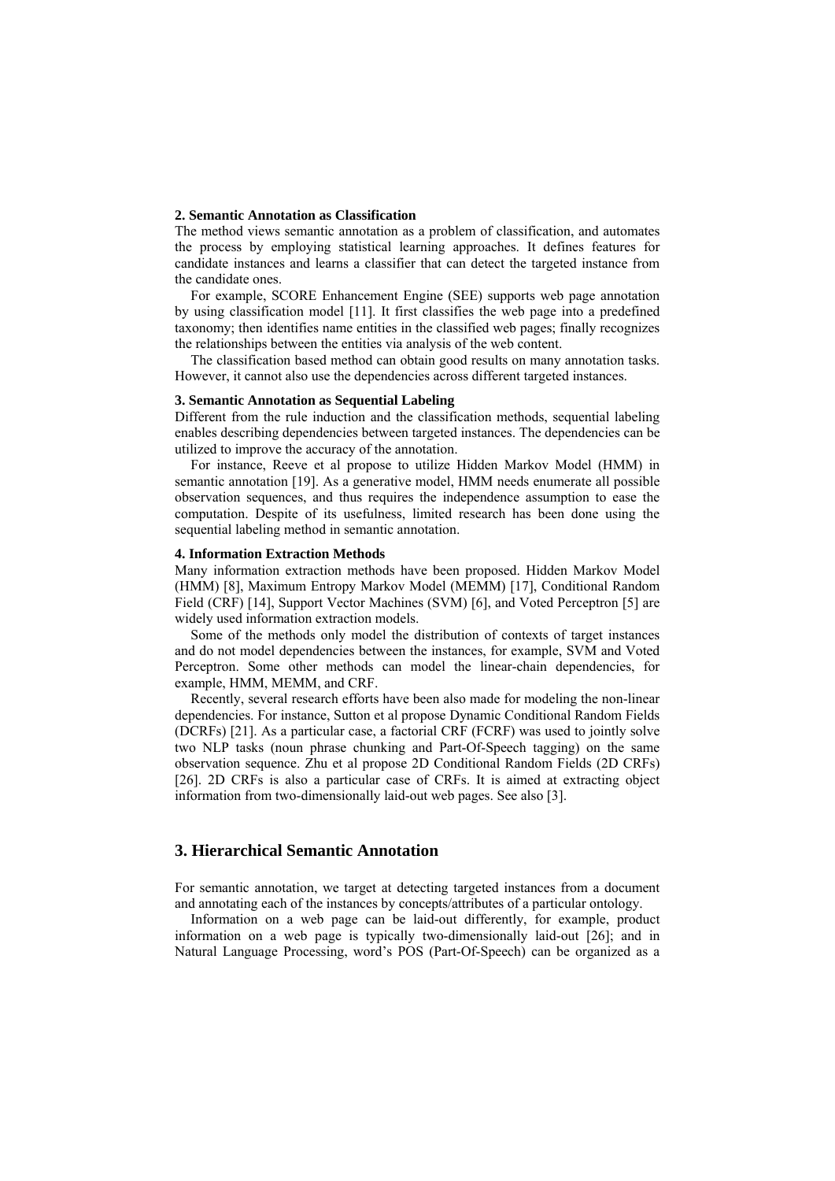**2. Semantic Annotation as Classification**

The method views semantic annotation as a problem of classification, and automates the process by employing statistical learning approaches. It defines features for candidate instances and learns a classifier that can detect the targeted instance from the candidate ones.

For example, SCORE Enhancement Engine (SEE) supports web page annotation by using classification model [11]. It first classifies the web page into a predefined taxonomy; then identifies name entities in the classified web pages; finally recognizes the relationships between the entities via analysis of the web content.

The classification based method can obtain good results on many annotation tasks. However, it cannot also use the dependencies across different targeted instances.

**3. Semantic Annotation as Sequential Labeling**

Different from the rule induction and the classification methods, sequential labeling enables describing dependencies between targeted instances. The dependencies can be utilized to improve the accuracy of the annotation.

For instance, Reeve et al propose to utilize Hidden Markov Model (HMM) in semantic annotation [19]. As a generative model, HMM needs enumerate all possible observation sequences, and thus requires the independence assumption to ease the computation. Despite of its usefulness, limited research has been done using the sequential labeling method in semantic annotation.

**4. Information Extraction Methods**

Many information extraction methods have been proposed. Hidden Markov Model (HMM) [8], Maximum Entropy Markov Model (MEMM) [17], Conditional Random Field (CRF) [14], Support Vector Machines (SVM) [6], and Voted Perceptron [5] are widely used information extraction models.

Some of the methods only model the distribution of contexts of target instances and do not model dependencies between the instances, for example, SVM and Voted Perceptron. Some other methods can model the linear-chain dependencies, for example, HMM, MEMM, and CRF.

Recently, several research efforts have been also made for modeling the non-linear dependencies. For instance, Sutton et al propose Dynamic Conditional Random Fields (DCRFs) [21]. As a particular case, a factorial CRF (FCRF) was used to jointly solve two NLP tasks (noun phrase chunking and Part-Of-Speech tagging) on the same observation sequence. Zhu et al propose 2D Conditional Random Fields (2D CRFs) [26]. 2D CRFs is also a particular case of CRFs. It is aimed at extracting object information from two-dimensionally laid-out web pages. See also [3].

## 3. Hierarchical Semantic Annotation

For semantic annotation, we target at detecting targeted instances from a document and annotating each of the instances by concepts/attributes of a particular ontology.

Information on a web page can be laid-out differently, for example, product information on a web page is typically two-dimensionally laid-out [26]; and in Natural Language Processing, word's POS (Part-Of-Speech) can be organized as a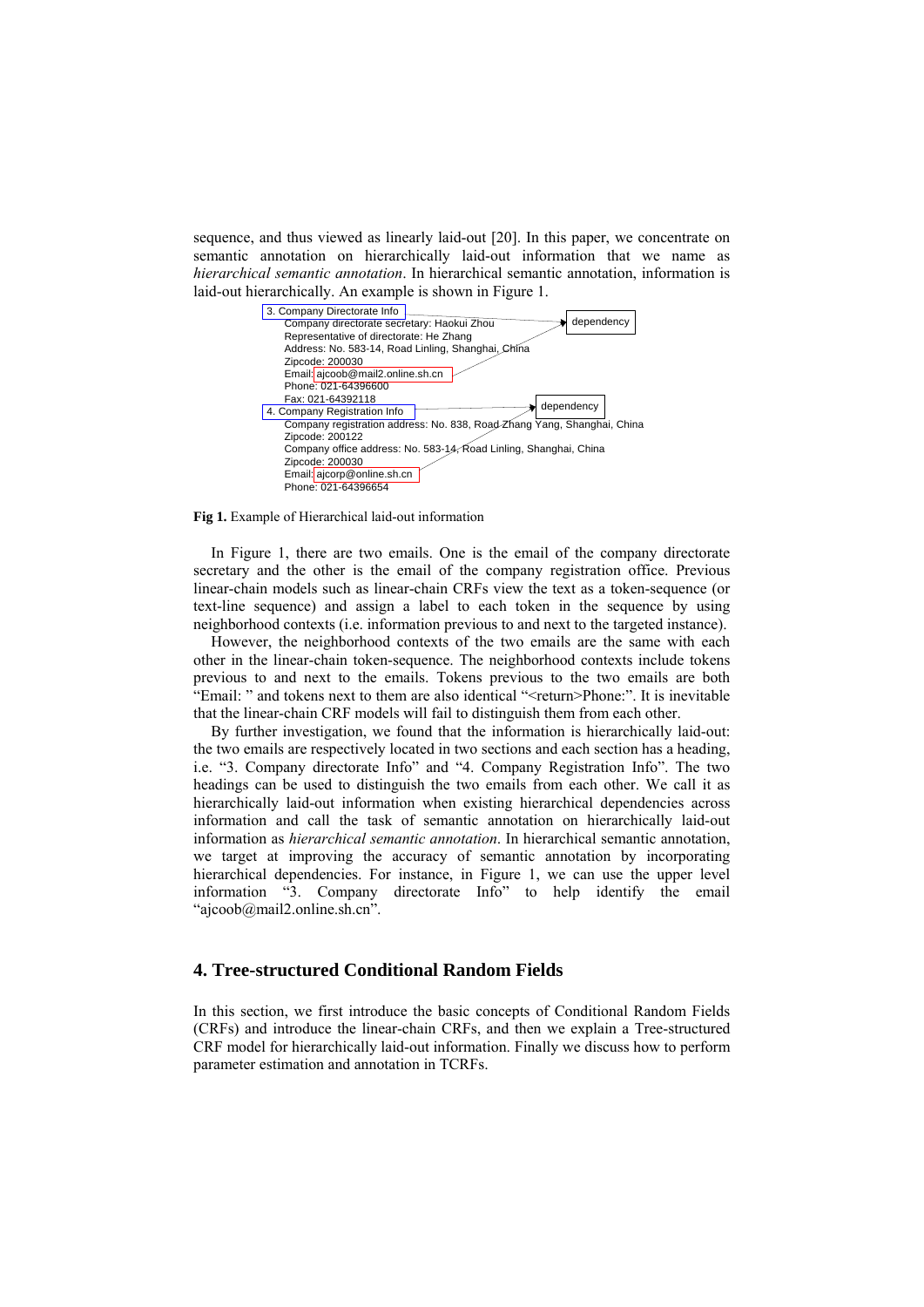sequence, and thus viewed as linearly laid-out [20]. In this paper, we concentrate on semantic annotation on hierarchically laid-out information that we name as *hierarchical semantic annotation*. In hierarchical semantic annotation, information is laid-out hierarchically. An example is shown in Figure 1.

```
3. Company Directorate Info
    Company directorate secretary: Haokui Zhou
    Representative of directorate: He Zhang
    Address: No. 583-14, Road Linling, Shanghai, China
    Zipcode: 200030
    Email: ajcoob@mail2.online.sh.cn
    Phone: 021-64396600
    Fax: 021-64392118
4. Company Registration Info
    Company registration address: No. 838, Road Zhang Yang, Shanghai, China
    Zipcode: 200122
    Company office address: No. 583-14, Road Linling, Shanghai, China
    Zipcode: 200030
    Email: ajcorp@online.sh.cn
    Phone: 021-64396654
```

**Fig 1.** Example of Hierarchical laid-out information

In Figure 1, there are two emails. One is the email of the company directorate secretary and the other is the email of the company registration office. Previous linear-chain models such as linear-chain CRFs view the text as a token-sequence (or text-line sequence) and assign a label to each token in the sequence by using neighborhood contexts (i.e. information previous to and next to the targeted instance).

However, the neighborhood contexts of the two emails are the same with each other in the linear-chain token-sequence. The neighborhood contexts include tokens previous to and next to the emails. Tokens previous to the two emails are both "Email: " and tokens next to them are also identical "<return>Phone:". It is inevitable that the linear-chain CRF models will fail to distinguish them from each other.

By further investigation, we found that the information is hierarchically laid-out: the two emails are respectively located in two sections and each section has a heading, i.e. "3. Company directorate Info" and "4. Company Registration Info". The two headings can be used to distinguish the two emails from each other. We call it as hierarchically laid-out information when existing hierarchical dependencies across information and call the task of semantic annotation on hierarchically laid-out information as *hierarchical semantic annotation*. In hierarchical semantic annotation, we target at improving the accuracy of semantic annotation by incorporating hierarchical dependencies. For instance, in Figure 1, we can use the upper level information "3. Company directorate Info" to help identify the email "ajcoob@mail2.online.sh.cn".

## 4. Tree-structured Conditional Random Fields

In this section, we first introduce the basic concepts of Conditional Random Fields (CRFs) and introduce the linear-chain CRFs, and then we explain a Tree-structured CRF model for hierarchically laid-out information. Finally we discuss how to perform parameter estimation and annotation in TCRFs.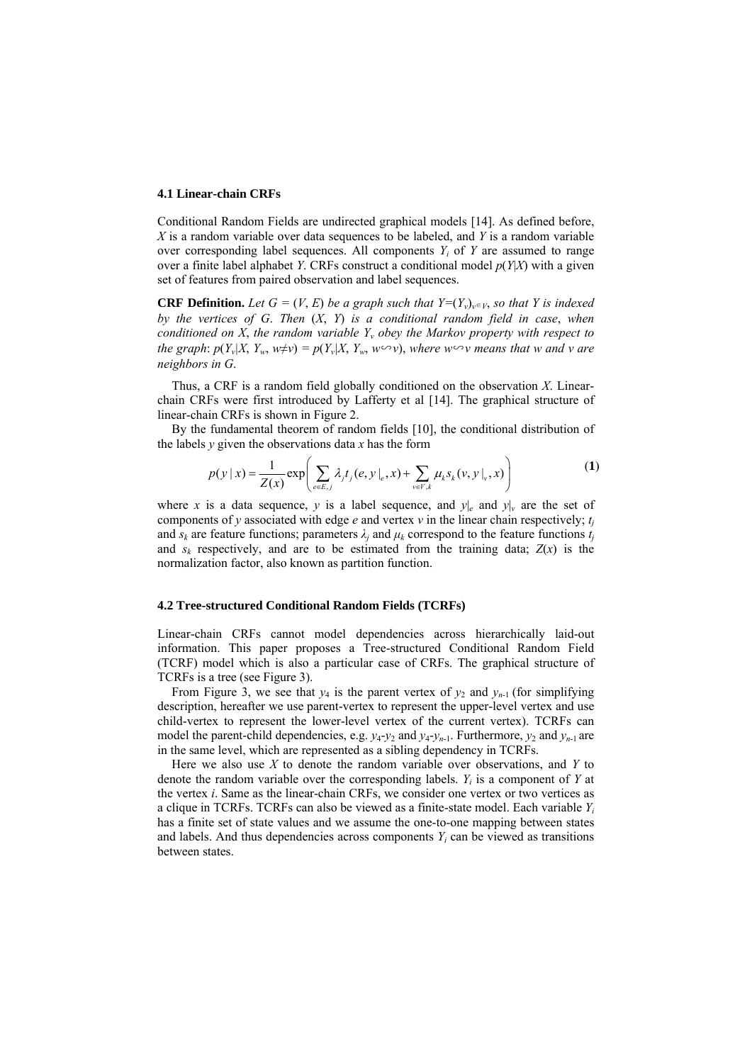### 4.1 Linear-chain CRFs

Conditional Random Fields are undirected graphical models [14]. As defined before, $X$ is a random variable over data sequences to be labeled, and $Y$ is a random variable over corresponding label sequences. All components $Y_i$ of $Y$ are assumed to range over a finite label alphabet $Y$. CRFs construct a conditional model $p(Y|X)$ with a given set of features from paired observation and label sequences.

**CRF Definition.** *Let $G = (V, E)$ be a graph such that $Y=(Y_v)_{v \in V}$, so that $Y$ is indexed by the vertices of $G$. Then $(X, Y)$ is a conditional random field in case, when conditioned on $X$, the random variable $Y_v$ obey the Markov property with respect to the graph: $p(Y_v|X, Y_w, w \neq v) = p(Y_v|X, Y_w, w \backsim v)$, where $w \backsim v$ means that $w$ and $v$ are neighbors in $G$.*

Thus, a CRF is a random field globally conditioned on the observation $X$. Linear-chain CRFs were first introduced by Lafferty et al [14]. The graphical structure of linear-chain CRFs is shown in Figure 2.

By the fundamental theorem of random fields [10], the conditional distribution of the labels $y$ given the observations data $x$ has the form

$$p(y \mid x) = \frac{1}{Z(x)} \exp\left( \sum_{e \in E, j} \lambda_j t_j (e, y|_e, x) + \sum_{v \in V, k} \mu_k s_k (v, y|_v, x) \right) \tag{1}$$

where $x$ is a data sequence, $y$ is a label sequence, and $y|_e$ and $y|_v$ are the set of components of $y$ associated with edge $e$ and vertex $v$ in the linear chain respectively; $t_j$ and $s_k$ are feature functions; parameters $\lambda_j$ and $\mu_k$ correspond to the feature functions $t_j$ and $s_k$ respectively, and are to be estimated from the training data; $Z(x)$ is the normalization factor, also known as partition function.

### 4.2 Tree-structured Conditional Random Fields (TCRFs)

Linear-chain CRFs cannot model dependencies across hierarchically laid-out information. This paper proposes a Tree-structured Conditional Random Field (TCRF) model which is also a particular case of CRFs. The graphical structure of TCRFs is a tree (see Figure 3).

From Figure 3, we see that $y_4$ is the parent vertex of $y_2$ and $y_{n-1}$ (for simplifying description, hereafter we use parent-vertex to represent the upper-level vertex and use child-vertex to represent the lower-level vertex of the current vertex). TCRFs can model the parent-child dependencies, e.g. $y_4$-$y_2$ and $y_4$-$y_{n-1}$. Furthermore, $y_2$ and $y_{n-1}$ are in the same level, which are represented as a sibling dependency in TCRFs.

Here we also use $X$ to denote the random variable over observations, and $Y$ to denote the random variable over the corresponding labels. $Y_i$ is a component of $Y$ at the vertex $i$. Same as the linear-chain CRFs, we consider one vertex or two vertices as a clique in TCRFs. TCRFs can also be viewed as a finite-state model. Each variable $Y_i$ has a finite set of state values and we assume the one-to-one mapping between states and labels. And thus dependencies across components $Y_i$ can be viewed as transitions between states.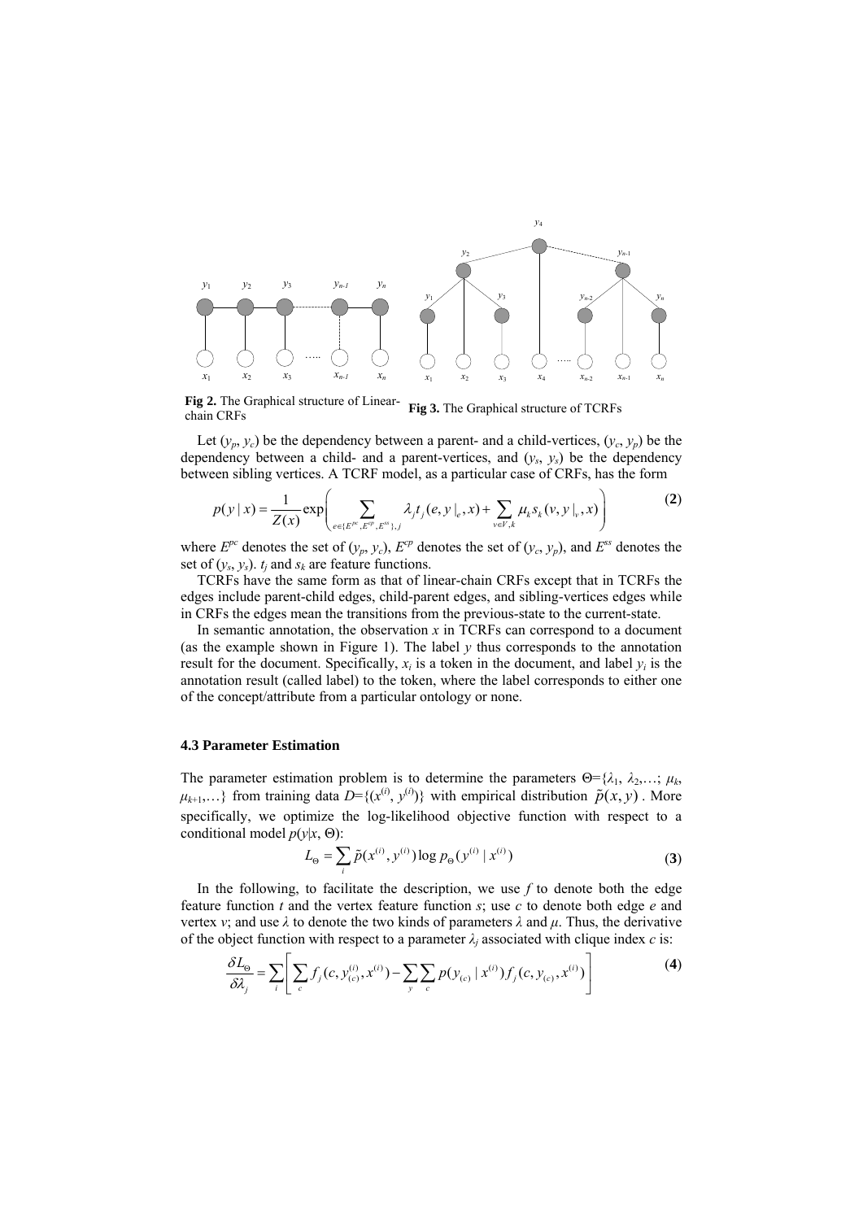**Fig 2.** The Graphical structure of Linear-chain CRFs

**Fig 3.** The Graphical structure of TCRFs

Let ($y_p$, $y_c$) be the dependency between a parent- and a child-vertices, ($y_c$, $y_p$) be the dependency between a child- and a parent-vertices, and ($y_s$, $y_s$) be the dependency between sibling vertices. A TCRF model, as a particular case of CRFs, has the form

$$p(y \mid x) = \frac{1}{Z(x)} \exp\left( \sum_{e \in \{E^{pc}, E^{cp}, E^{ss}\}, j} \lambda_j t_j(e, y|_e, x) + \sum_{v \in V, k} \mu_k s_k(v, y|_v, x) \right) \tag{2}$$

where $E^{pc}$ denotes the set of ($y_p$, $y_c$), $E^{cp}$ denotes the set of ($y_c$, $y_p$), and $E^{ss}$ denotes the set of ($y_s$, $y_s$). $t_j$ and $s_k$ are feature functions.

TCRFs have the same form as that of linear-chain CRFs except that in TCRFs the edges include parent-child edges, child-parent edges, and sibling-vertices edges while in CRFs the edges mean the transitions from the previous-state to the current-state.

In semantic annotation, the observation $x$ in TCRFs can correspond to a document (as the example shown in Figure 1). The label $y$ thus corresponds to the annotation result for the document. Specifically, $x_i$ is a token in the document, and label $y_i$ is the annotation result (called label) to the token, where the label corresponds to either one of the concept/attribute from a particular ontology or none.

### 4.3 Parameter Estimation

The parameter estimation problem is to determine the parameters $\Theta=\{\lambda_1, \lambda_2,\ldots; \mu_k, \mu_{k+1},\ldots\}$ from training data $D=\{(x^{(i)}, y^{(i)})\}$ with empirical distribution $\tilde{p}(x, y)$. More specifically, we optimize the log-likelihood objective function with respect to a conditional model $p(y|x, \Theta)$:

$$L_\Theta = \sum_i \tilde{p}(x^{(i)}, y^{(i)}) \log p_\Theta(y^{(i)} \mid x^{(i)}) \tag{3}$$

In the following, to facilitate the description, we use $f$ to denote both the edge feature function $t$ and the vertex feature function $s$; use $c$ to denote both edge $e$ and vertex $v$; and use $\lambda$ to denote the two kinds of parameters $\lambda$ and $\mu$. Thus, the derivative of the object function with respect to a parameter $\lambda_j$ associated with clique index $c$ is:

$$\frac{\delta L_\Theta}{\delta \lambda_j} = \sum_i \left[ \sum_c f_j(c, y_{(c)}^{(i)}, x^{(i)}) - \sum_y \sum_c p(y_{(c)} \mid x^{(i)}) f_j(c, y_{(c)}, x^{(i)}) \right] \tag{4}$$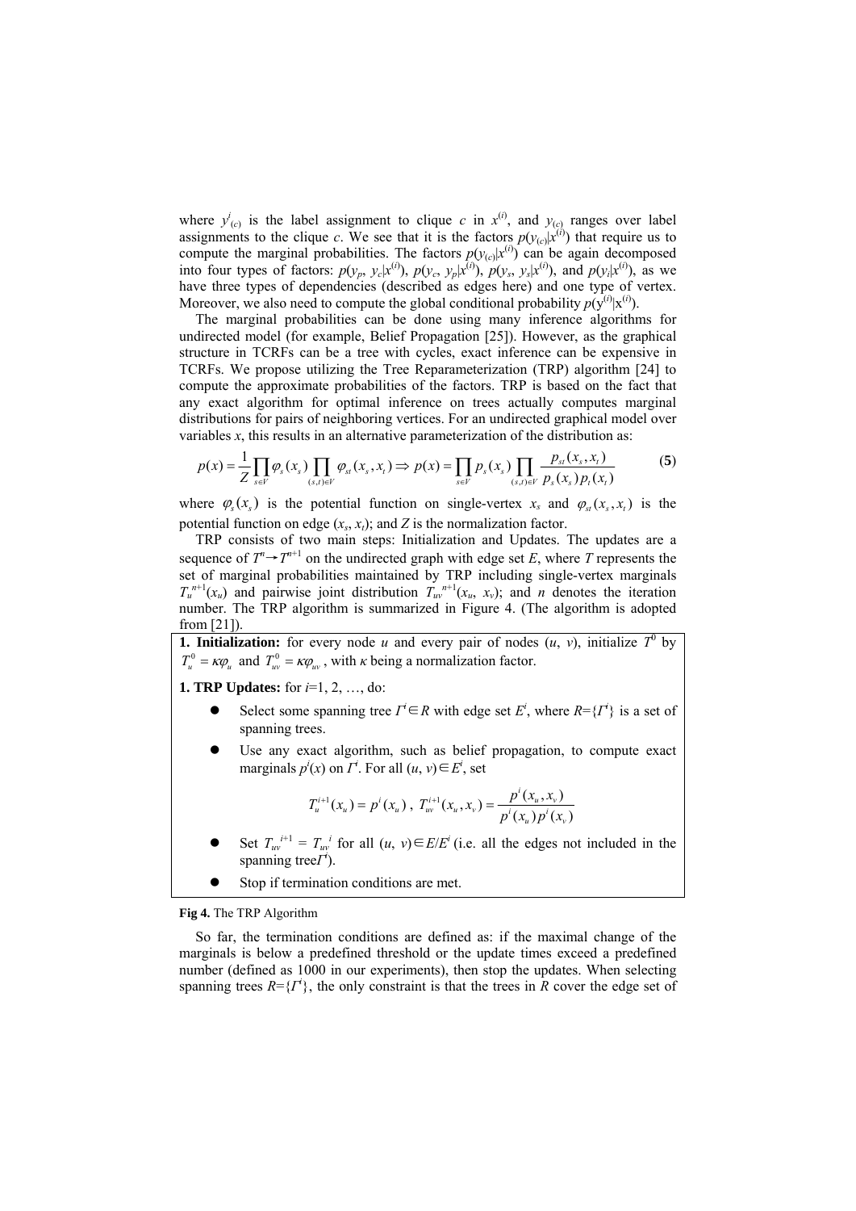where $y^i_{(c)}$ is the label assignment to clique $c$ in $x^{(i)}$, and $y_{(c)}$ ranges over label assignments to the clique $c$. We see that it is the factors $p(y_{(c)}|x^{(i)})$ that require us to compute the marginal probabilities. The factors $p(y_{(c)}|x^{(i)})$ can be again decomposed into four types of factors: $p(y_p, y_c|x^{(i)})$, $p(y_c, y_p|x^{(i)})$, $p(y_s, y_s|x^{(i)})$, and $p(y_i|x^{(i)})$, as we have three types of dependencies (described as edges here) and one type of vertex. Moreover, we also need to compute the global conditional probability $p(\mathrm{y}^{(i)}|\mathrm{x}^{(i)})$.

The marginal probabilities can be done using many inference algorithms for undirected model (for example, Belief Propagation [25]). However, as the graphical structure in TCRFs can be a tree with cycles, exact inference can be expensive in TCRFs. We propose utilizing the Tree Reparameterization (TRP) algorithm [24] to compute the approximate probabilities of the factors. TRP is based on the fact that any exact algorithm for optimal inference on trees actually computes marginal distributions for pairs of neighboring vertices. For an undirected graphical model over variables $x$, this results in an alternative parameterization of the distribution as:

$$p(x) = \frac{1}{Z}\prod_{s \in V}\varphi_s(x_s)\prod_{(s,t)\in V}\varphi_{st}(x_s, x_t) \Rightarrow p(x) = \prod_{s \in V} p_s(x_s)\prod_{(s,t)\in V}\frac{p_{st}(x_s, x_t)}{p_s(x_s)p_t(x_t)} \quad \textbf{(5)}$$

where $\varphi_s(x_s)$ is the potential function on single-vertex $x_s$ and $\varphi_{st}(x_s, x_t)$ is the potential function on edge $(x_s, x_t)$; and $Z$ is the normalization factor.

TRP consists of two main steps: Initialization and Updates. The updates are a sequence of $T^n \rightarrow T^{n+1}$ on the undirected graph with edge set $E$, where $T$ represents the set of marginal probabilities maintained by TRP including single-vertex marginals $T_u^{n+1}(x_u)$ and pairwise joint distribution $T_{uv}^{n+1}(x_u, x_v)$; and $n$ denotes the iteration number. The TRP algorithm is summarized in Figure 4. (The algorithm is adopted from [21]).

**1. Initialization:** for every node $u$ and every pair of nodes $(u, v)$, initialize $T^0$ by $T_u^0 = \kappa\varphi_u$ and $T_{uv}^0 = \kappa\varphi_{uv}$, with $\kappa$ being a normalization factor.

**1. TRP Updates:** for $i$=1, 2, …, do:

- Select some spanning tree $\Gamma^i \in R$ with edge set $E^i$, where $R=\{\Gamma^i\}$ is a set of spanning trees.
- Use any exact algorithm, such as belief propagation, to compute exact marginals $p^i(x)$ on $\Gamma^i$. For all $(u, v) \in E^i$, set

$$T_u^{i+1}(x_u) = p^i(x_u)\,,\; T_{uv}^{i+1}(x_u, x_v) = \frac{p^i(x_u, x_v)}{p^i(x_u)p^i(x_v)}$$

- Set $T_{uv}^{i+1} = T_{uv}^{i}$ for all $(u, v) \in E/E^i$ (i.e. all the edges not included in the spanning tree$\Gamma^i$).
- Stop if termination conditions are met.

**Fig 4.** The TRP Algorithm

So far, the termination conditions are defined as: if the maximal change of the marginals is below a predefined threshold or the update times exceed a predefined number (defined as 1000 in our experiments), then stop the updates. When selecting spanning trees $R=\{\Gamma^i\}$, the only constraint is that the trees in $R$ cover the edge set of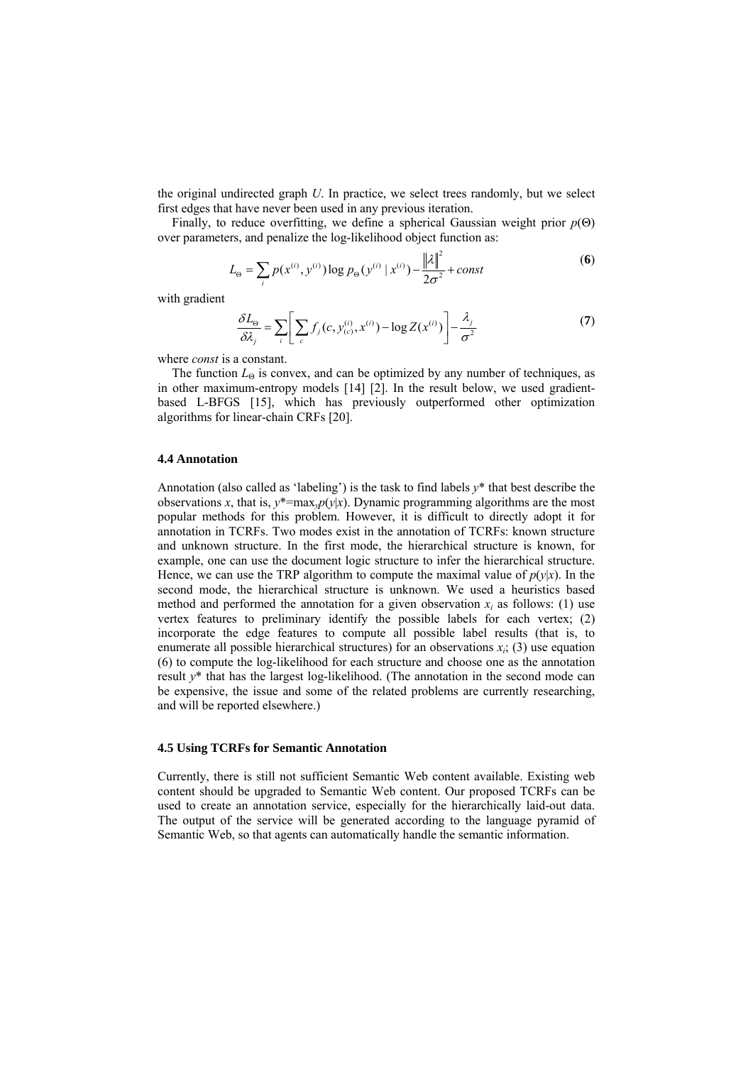the original undirected graph *U*. In practice, we select trees randomly, but we select first edges that have never been used in any previous iteration.

Finally, to reduce overfitting, we define a spherical Gaussian weight prior $p(\Theta)$ over parameters, and penalize the log-likelihood object function as:

$$L_{\Theta} = \sum_{i} p(x^{(i)}, y^{(i)}) \log p_{\Theta}(y^{(i)} \mid x^{(i)}) - \frac{\|\lambda\|^2}{2\sigma^2} + const \quad (6)$$

with gradient

$$\frac{\delta L_{\Theta}}{\delta \lambda_j} = \sum_{i} \left[ \sum_{c} f_j(c, y_{(c)}^{(i)}, x^{(i)}) - \log Z(x^{(i)}) \right] - \frac{\lambda_j}{\sigma^2} \quad (7)$$

where *const* is a constant.

The function $L_{\Theta}$ is convex, and can be optimized by any number of techniques, as in other maximum-entropy models [14] [2]. In the result below, we used gradient-based L-BFGS [15], which has previously outperformed other optimization algorithms for linear-chain CRFs [20].

### 4.4 Annotation

Annotation (also called as 'labeling') is the task to find labels $y^*$ that best describe the observations *x*, that is, $y^*=\max_y p(y|x)$. Dynamic programming algorithms are the most popular methods for this problem. However, it is difficult to directly adopt it for annotation in TCRFs. Two modes exist in the annotation of TCRFs: known structure and unknown structure. In the first mode, the hierarchical structure is known, for example, one can use the document logic structure to infer the hierarchical structure. Hence, we can use the TRP algorithm to compute the maximal value of $p(y|x)$. In the second mode, the hierarchical structure is unknown. We used a heuristics based method and performed the annotation for a given observation $x_i$ as follows: (1) use vertex features to preliminary identify the possible labels for each vertex; (2) incorporate the edge features to compute all possible label results (that is, to enumerate all possible hierarchical structures) for an observations $x_i$; (3) use equation (6) to compute the log-likelihood for each structure and choose one as the annotation result $y^*$ that has the largest log-likelihood. (The annotation in the second mode can be expensive, the issue and some of the related problems are currently researching, and will be reported elsewhere.)

### 4.5 Using TCRFs for Semantic Annotation

Currently, there is still not sufficient Semantic Web content available. Existing web content should be upgraded to Semantic Web content. Our proposed TCRFs can be used to create an annotation service, especially for the hierarchically laid-out data. The output of the service will be generated according to the language pyramid of Semantic Web, so that agents can automatically handle the semantic information.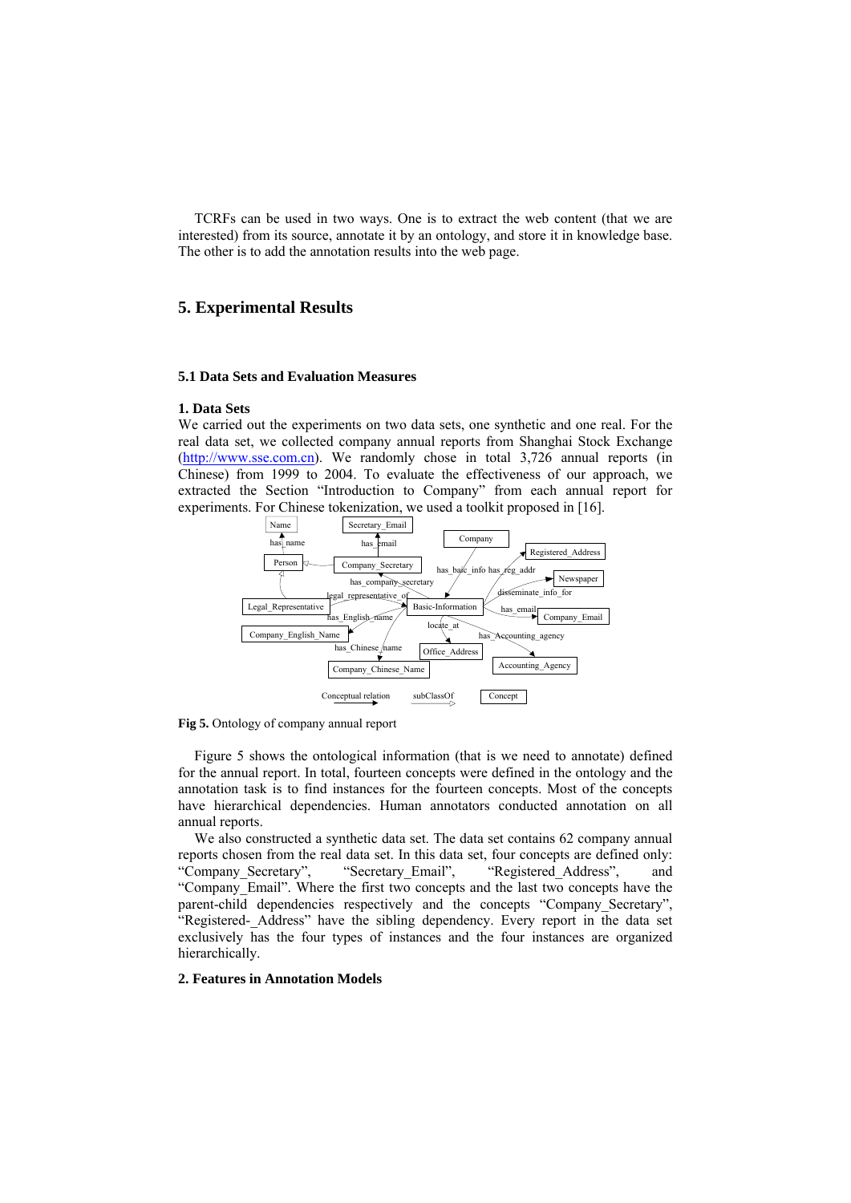TCRFs can be used in two ways. One is to extract the web content (that we are interested) from its source, annotate it by an ontology, and store it in knowledge base. The other is to add the annotation results into the web page.

## 5. Experimental Results

### 5.1 Data Sets and Evaluation Measures

**1. Data Sets**

We carried out the experiments on two data sets, one synthetic and one real. For the real data set, we collected company annual reports from Shanghai Stock Exchange (http://www.sse.com.cn). We randomly chose in total 3,726 annual reports (in Chinese) from 1999 to 2004. To evaluate the effectiveness of our approach, we extracted the Section "Introduction to Company" from each annual report for experiments. For Chinese tokenization, we used a toolkit proposed in [16].

**Fig 5.** Ontology of company annual report

Figure 5 shows the ontological information (that is we need to annotate) defined for the annual report. In total, fourteen concepts were defined in the ontology and the annotation task is to find instances for the fourteen concepts. Most of the concepts have hierarchical dependencies. Human annotators conducted annotation on all annual reports.

We also constructed a synthetic data set. The data set contains 62 company annual reports chosen from the real data set. In this data set, four concepts are defined only: "Company_Secretary", "Secretary_Email", "Registered_Address", and "Company_Email". Where the first two concepts and the last two concepts have the parent-child dependencies respectively and the concepts "Company_Secretary", "Registered-_Address" have the sibling dependency. Every report in the data set exclusively has the four types of instances and the four instances are organized hierarchically.

**2. Features in Annotation Models**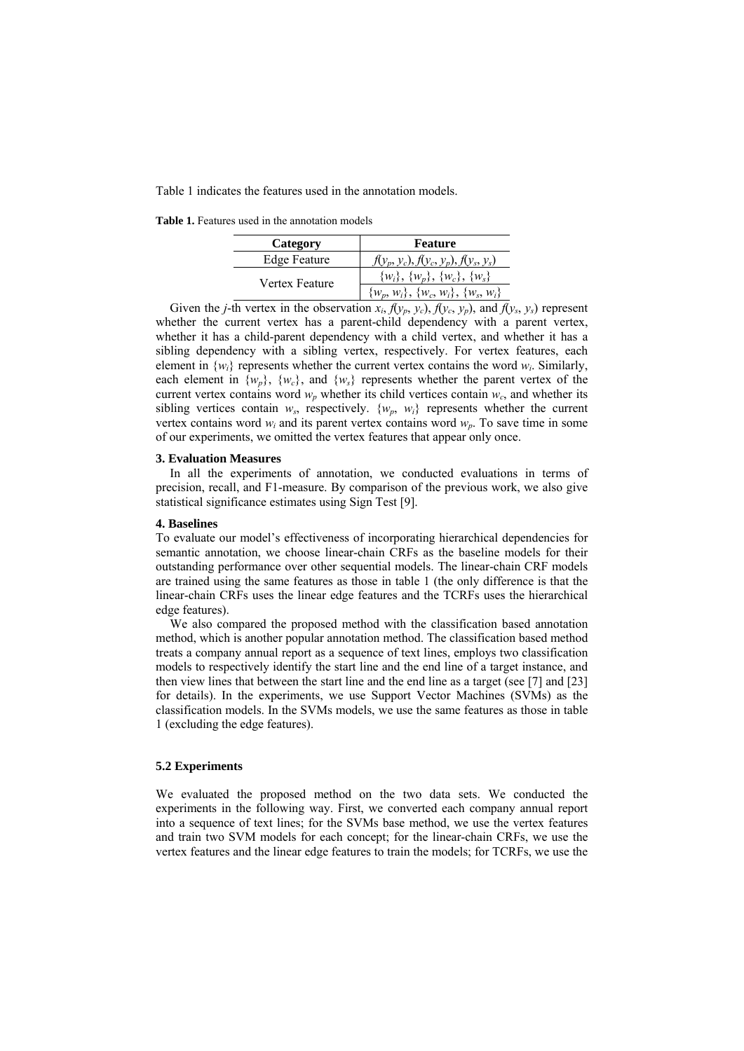Table 1 indicates the features used in the annotation models.

**Table 1.** Features used in the annotation models

| Category | Feature |
|---|---|
| Edge Feature | $f(y_p, y_c), f(y_c, y_p), f(y_s, y_s)$ |
| Vertex Feature | $\{w_i\}$, $\{w_p\}$, $\{w_c\}$, $\{w_s\}$ |
| | $\{w_p, w_i\}$, $\{w_c, w_i\}$, $\{w_s, w_i\}$ |

Given the $j$-th vertex in the observation $x_i$, $f(y_p, y_c)$, $f(y_c, y_p)$, and $f(y_s, y_s)$ represent whether the current vertex has a parent-child dependency with a parent vertex, whether it has a child-parent dependency with a child vertex, and whether it has a sibling dependency with a sibling vertex, respectively. For vertex features, each element in $\{w_i\}$ represents whether the current vertex contains the word $w_i$. Similarly, each element in $\{w_p\}$, $\{w_c\}$, and $\{w_s\}$ represents whether the parent vertex of the current vertex contains word $w_p$ whether its child vertices contain $w_c$, and whether its sibling vertices contain $w_s$, respectively. $\{w_p, w_i\}$ represents whether the current vertex contains word $w_i$ and its parent vertex contains word $w_p$. To save time in some of our experiments, we omitted the vertex features that appear only once.

**3. Evaluation Measures**

In all the experiments of annotation, we conducted evaluations in terms of precision, recall, and F1-measure. By comparison of the previous work, we also give statistical significance estimates using Sign Test [9].

**4. Baselines**

To evaluate our model's effectiveness of incorporating hierarchical dependencies for semantic annotation, we choose linear-chain CRFs as the baseline models for their outstanding performance over other sequential models. The linear-chain CRF models are trained using the same features as those in table 1 (the only difference is that the linear-chain CRFs uses the linear edge features and the TCRFs uses the hierarchical edge features).

We also compared the proposed method with the classification based annotation method, which is another popular annotation method. The classification based method treats a company annual report as a sequence of text lines, employs two classification models to respectively identify the start line and the end line of a target instance, and then view lines that between the start line and the end line as a target (see [7] and [23] for details). In the experiments, we use Support Vector Machines (SVMs) as the classification models. In the SVMs models, we use the same features as those in table 1 (excluding the edge features).

### 5.2 Experiments

We evaluated the proposed method on the two data sets. We conducted the experiments in the following way. First, we converted each company annual report into a sequence of text lines; for the SVMs base method, we use the vertex features and train two SVM models for each concept; for the linear-chain CRFs, we use the vertex features and the linear edge features to train the models; for TCRFs, we use the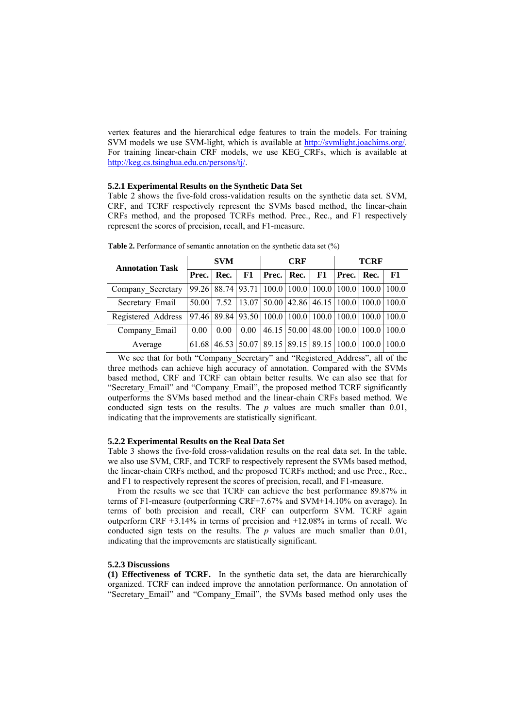vertex features and the hierarchical edge features to train the models. For training SVM models we use SVM-light, which is available at http://svmlight.joachims.org/. For training linear-chain CRF models, we use KEG_CRFs, which is available at http://keg.cs.tsinghua.edu.cn/persons/tj/.

### 5.2.1 Experimental Results on the Synthetic Data Set

Table 2 shows the five-fold cross-validation results on the synthetic data set. SVM, CRF, and TCRF respectively represent the SVMs based method, the linear-chain CRFs method, and the proposed TCRFs method. Prec., Rec., and F1 respectively represent the scores of precision, recall, and F1-measure.

**Table 2.** Performance of semantic annotation on the synthetic data set (%)

| Annotation Task | SVM | | | CRF | | | TCRF | | |
|---|---|---|---|---|---|---|---|---|---|
| | Prec. | Rec. | F1 | Prec. | Rec. | F1 | Prec. | Rec. | F1 |
| Company_Secretary | 99.26 | 88.74 | 93.71 | 100.0 | 100.0 | 100.0 | 100.0 | 100.0 | 100.0 |
| Secretary_Email | 50.00 | 7.52 | 13.07 | 50.00 | 42.86 | 46.15 | 100.0 | 100.0 | 100.0 |
| Registered_Address | 97.46 | 89.84 | 93.50 | 100.0 | 100.0 | 100.0 | 100.0 | 100.0 | 100.0 |
| Company_Email | 0.00 | 0.00 | 0.00 | 46.15 | 50.00 | 48.00 | 100.0 | 100.0 | 100.0 |
| Average | 61.68 | 46.53 | 50.07 | 89.15 | 89.15 | 89.15 | 100.0 | 100.0 | 100.0 |

We see that for both "Company_Secretary" and "Registered_Address", all of the three methods can achieve high accuracy of annotation. Compared with the SVMs based method, CRF and TCRF can obtain better results. We can also see that for "Secretary_Email" and "Company_Email", the proposed method TCRF significantly outperforms the SVMs based method and the linear-chain CRFs based method. We conducted sign tests on the results. The $p$ values are much smaller than 0.01, indicating that the improvements are statistically significant.

### 5.2.2 Experimental Results on the Real Data Set

Table 3 shows the five-fold cross-validation results on the real data set. In the table, we also use SVM, CRF, and TCRF to respectively represent the SVMs based method, the linear-chain CRFs method, and the proposed TCRFs method; and use Prec., Rec., and F1 to respectively represent the scores of precision, recall, and F1-measure.

From the results we see that TCRF can achieve the best performance 89.87% in terms of F1-measure (outperforming CRF+7.67% and SVM+14.10% on average). In terms of both precision and recall, CRF can outperform SVM. TCRF again outperform CRF +3.14% in terms of precision and +12.08% in terms of recall. We conducted sign tests on the results. The $p$ values are much smaller than 0.01, indicating that the improvements are statistically significant.

### 5.2.3 Discussions

**(1) Effectiveness of TCRF.** In the synthetic data set, the data are hierarchically organized. TCRF can indeed improve the annotation performance. On annotation of "Secretary_Email" and "Company_Email", the SVMs based method only uses the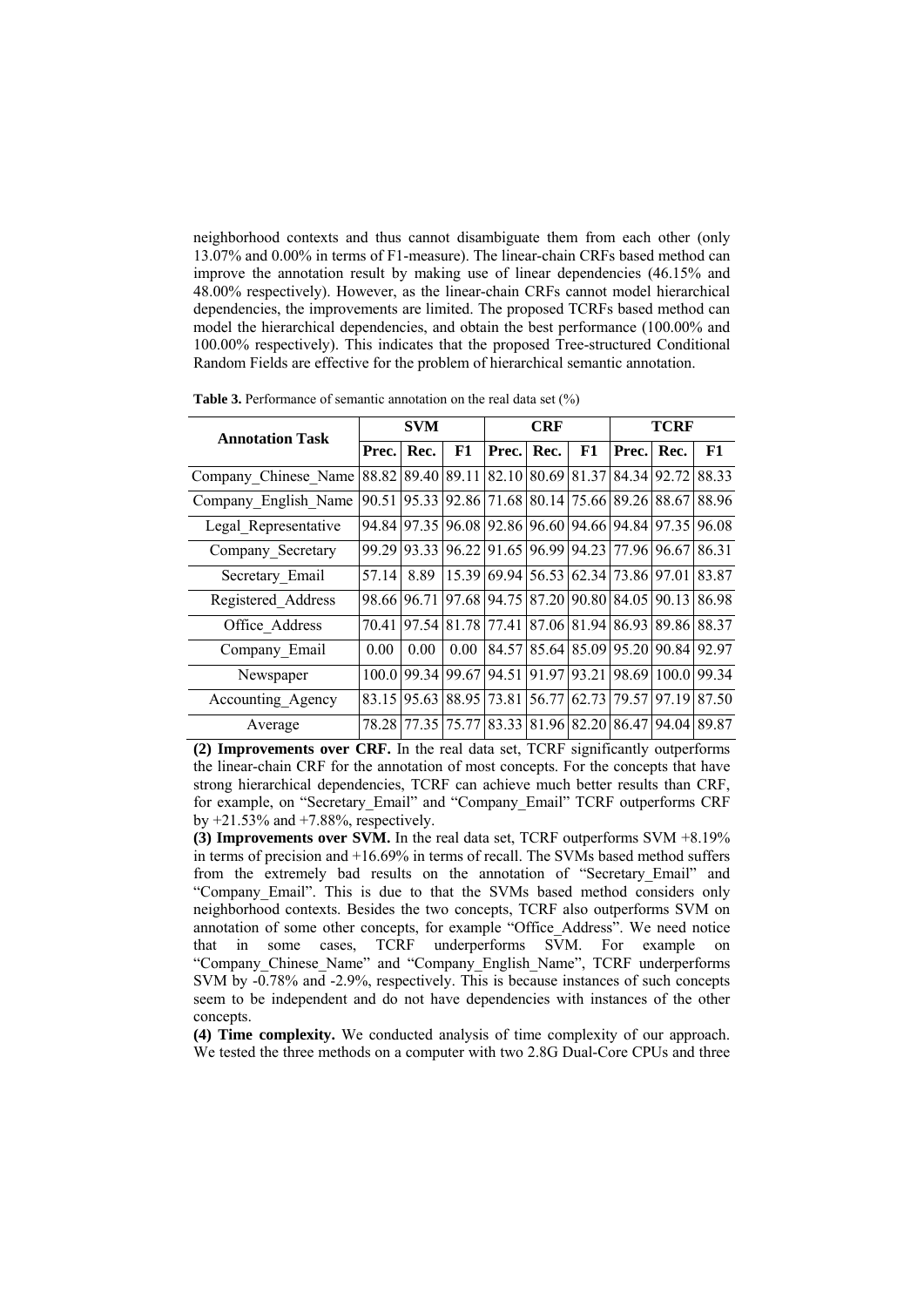neighborhood contexts and thus cannot disambiguate them from each other (only 13.07% and 0.00% in terms of F1-measure). The linear-chain CRFs based method can improve the annotation result by making use of linear dependencies (46.15% and 48.00% respectively). However, as the linear-chain CRFs cannot model hierarchical dependencies, the improvements are limited. The proposed TCRFs based method can model the hierarchical dependencies, and obtain the best performance (100.00% and 100.00% respectively). This indicates that the proposed Tree-structured Conditional Random Fields are effective for the problem of hierarchical semantic annotation.

**Table 3.** Performance of semantic annotation on the real data set (%)

| Annotation Task | SVM | | | CRF | | | TCRF | | |
|---|---|---|---|---|---|---|---|---|---|
| | Prec. | Rec. | F1 | Prec. | Rec. | F1 | Prec. | Rec. | F1 |
| Company_Chinese_Name | 88.82 | 89.40 | 89.11 | 82.10 | 80.69 | 81.37 | 84.34 | 92.72 | 88.33 |
| Company_English_Name | 90.51 | 95.33 | 92.86 | 71.68 | 80.14 | 75.66 | 89.26 | 88.67 | 88.96 |
| Legal_Representative | 94.84 | 97.35 | 96.08 | 92.86 | 96.60 | 94.66 | 94.84 | 97.35 | 96.08 |
| Company_Secretary | 99.29 | 93.33 | 96.22 | 91.65 | 96.99 | 94.23 | 77.96 | 96.67 | 86.31 |
| Secretary_Email | 57.14 | 8.89 | 15.39 | 69.94 | 56.53 | 62.34 | 73.86 | 97.01 | 83.87 |
| Registered_Address | 98.66 | 96.71 | 97.68 | 94.75 | 87.20 | 90.80 | 84.05 | 90.13 | 86.98 |
| Office_Address | 70.41 | 97.54 | 81.78 | 77.41 | 87.06 | 81.94 | 86.93 | 89.86 | 88.37 |
| Company_Email | 0.00 | 0.00 | 0.00 | 84.57 | 85.64 | 85.09 | 95.20 | 90.84 | 92.97 |
| Newspaper | 100.0 | 99.34 | 99.67 | 94.51 | 91.97 | 93.21 | 98.69 | 100.0 | 99.34 |
| Accounting_Agency | 83.15 | 95.63 | 88.95 | 73.81 | 56.77 | 62.73 | 79.57 | 97.19 | 87.50 |
| Average | 78.28 | 77.35 | 75.77 | 83.33 | 81.96 | 82.20 | 86.47 | 94.04 | 89.87 |

**(2) Improvements over CRF.** In the real data set, TCRF significantly outperforms the linear-chain CRF for the annotation of most concepts. For the concepts that have strong hierarchical dependencies, TCRF can achieve much better results than CRF, for example, on "Secretary_Email" and "Company_Email" TCRF outperforms CRF by +21.53% and +7.88%, respectively.

**(3) Improvements over SVM.** In the real data set, TCRF outperforms SVM +8.19% in terms of precision and +16.69% in terms of recall. The SVMs based method suffers from the extremely bad results on the annotation of "Secretary_Email" and "Company_Email". This is due to that the SVMs based method considers only neighborhood contexts. Besides the two concepts, TCRF also outperforms SVM on annotation of some other concepts, for example "Office_Address". We need notice that in some cases, TCRF underperforms SVM. For example on "Company_Chinese_Name" and "Company_English_Name", TCRF underperforms SVM by -0.78% and -2.9%, respectively. This is because instances of such concepts seem to be independent and do not have dependencies with instances of the other concepts.

**(4) Time complexity.** We conducted analysis of time complexity of our approach. We tested the three methods on a computer with two 2.8G Dual-Core CPUs and three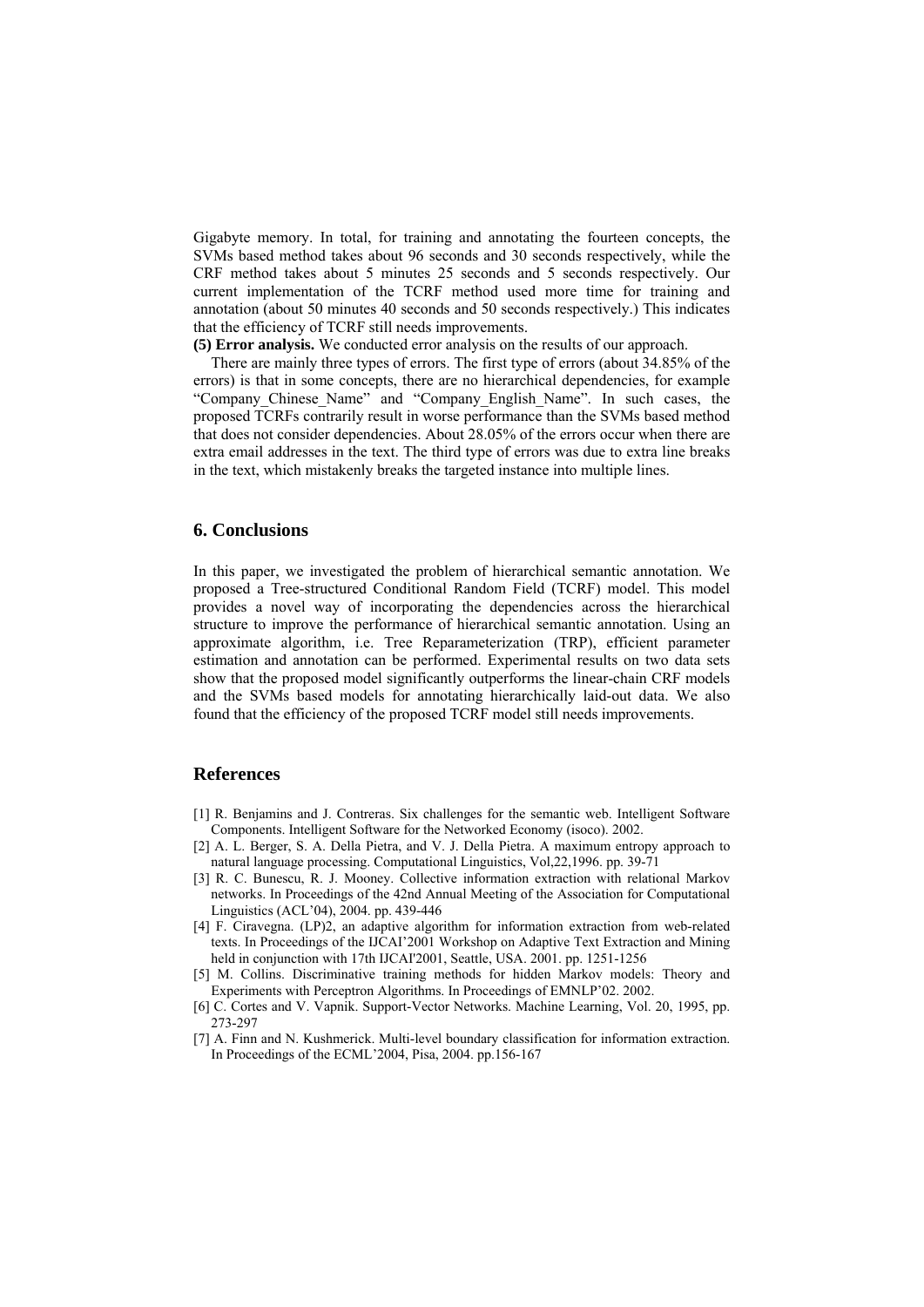Gigabyte memory. In total, for training and annotating the fourteen concepts, the SVMs based method takes about 96 seconds and 30 seconds respectively, while the CRF method takes about 5 minutes 25 seconds and 5 seconds respectively. Our current implementation of the TCRF method used more time for training and annotation (about 50 minutes 40 seconds and 50 seconds respectively.) This indicates that the efficiency of TCRF still needs improvements.

**(5) Error analysis.** We conducted error analysis on the results of our approach.

There are mainly three types of errors. The first type of errors (about 34.85% of the errors) is that in some concepts, there are no hierarchical dependencies, for example "Company_Chinese_Name" and "Company_English_Name". In such cases, the proposed TCRFs contrarily result in worse performance than the SVMs based method that does not consider dependencies. About 28.05% of the errors occur when there are extra email addresses in the text. The third type of errors was due to extra line breaks in the text, which mistakenly breaks the targeted instance into multiple lines.

## 6. Conclusions

In this paper, we investigated the problem of hierarchical semantic annotation. We proposed a Tree-structured Conditional Random Field (TCRF) model. This model provides a novel way of incorporating the dependencies across the hierarchical structure to improve the performance of hierarchical semantic annotation. Using an approximate algorithm, i.e. Tree Reparameterization (TRP), efficient parameter estimation and annotation can be performed. Experimental results on two data sets show that the proposed model significantly outperforms the linear-chain CRF models and the SVMs based models for annotating hierarchically laid-out data. We also found that the efficiency of the proposed TCRF model still needs improvements.

## References

[1] R. Benjamins and J. Contreras. Six challenges for the semantic web. Intelligent Software Components. Intelligent Software for the Networked Economy (isoco). 2002.

[2] A. L. Berger, S. A. Della Pietra, and V. J. Della Pietra. A maximum entropy approach to natural language processing. Computational Linguistics, Vol,22,1996. pp. 39-71

[3] R. C. Bunescu, R. J. Mooney. Collective information extraction with relational Markov networks. In Proceedings of the 42nd Annual Meeting of the Association for Computational Linguistics (ACL'04), 2004. pp. 439-446

[4] F. Ciravegna. (LP)2, an adaptive algorithm for information extraction from web-related texts. In Proceedings of the IJCAI'2001 Workshop on Adaptive Text Extraction and Mining held in conjunction with 17th IJCAI'2001, Seattle, USA. 2001. pp. 1251-1256

[5] M. Collins. Discriminative training methods for hidden Markov models: Theory and Experiments with Perceptron Algorithms. In Proceedings of EMNLP'02. 2002.

[6] C. Cortes and V. Vapnik. Support-Vector Networks. Machine Learning, Vol. 20, 1995, pp. 273-297

[7] A. Finn and N. Kushmerick. Multi-level boundary classification for information extraction. In Proceedings of the ECML'2004, Pisa, 2004. pp.156-167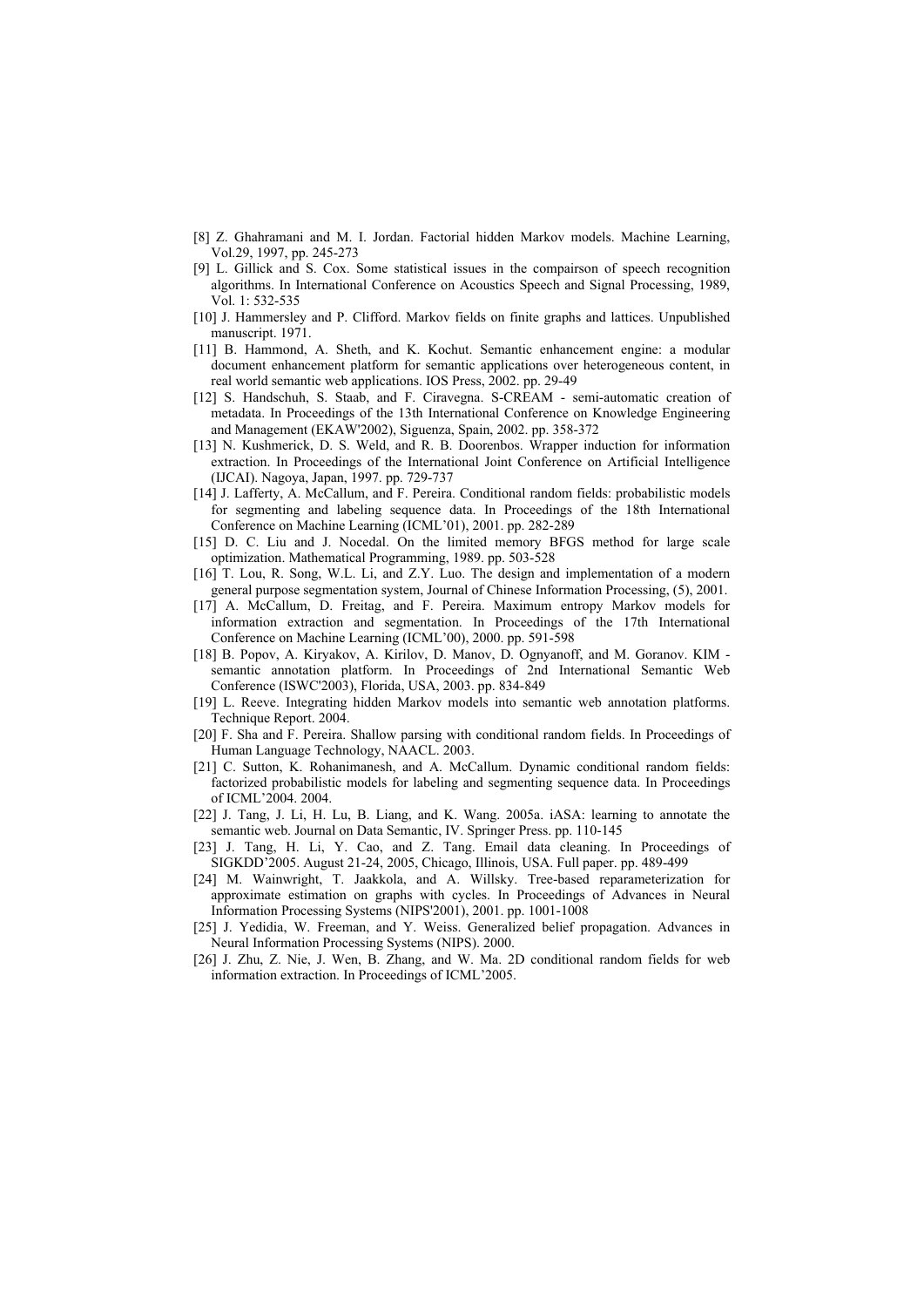[8] Z. Ghahramani and M. I. Jordan. Factorial hidden Markov models. Machine Learning, Vol.29, 1997, pp. 245-273

[9] L. Gillick and S. Cox. Some statistical issues in the compairson of speech recognition algorithms. In International Conference on Acoustics Speech and Signal Processing, 1989, Vol. 1: 532-535

[10] J. Hammersley and P. Clifford. Markov fields on finite graphs and lattices. Unpublished manuscript. 1971.

[11] B. Hammond, A. Sheth, and K. Kochut. Semantic enhancement engine: a modular document enhancement platform for semantic applications over heterogeneous content, in real world semantic web applications. IOS Press, 2002. pp. 29-49

[12] S. Handschuh, S. Staab, and F. Ciravegna. S-CREAM - semi-automatic creation of metadata. In Proceedings of the 13th International Conference on Knowledge Engineering and Management (EKAW'2002), Siguenza, Spain, 2002. pp. 358-372

[13] N. Kushmerick, D. S. Weld, and R. B. Doorenbos. Wrapper induction for information extraction. In Proceedings of the International Joint Conference on Artificial Intelligence (IJCAI). Nagoya, Japan, 1997. pp. 729-737

[14] J. Lafferty, A. McCallum, and F. Pereira. Conditional random fields: probabilistic models for segmenting and labeling sequence data. In Proceedings of the 18th International Conference on Machine Learning (ICML'01), 2001. pp. 282-289

[15] D. C. Liu and J. Nocedal. On the limited memory BFGS method for large scale optimization. Mathematical Programming, 1989. pp. 503-528

[16] T. Lou, R. Song, W.L. Li, and Z.Y. Luo. The design and implementation of a modern general purpose segmentation system, Journal of Chinese Information Processing, (5), 2001.

[17] A. McCallum, D. Freitag, and F. Pereira. Maximum entropy Markov models for information extraction and segmentation. In Proceedings of the 17th International Conference on Machine Learning (ICML'00), 2000. pp. 591-598

[18] B. Popov, A. Kiryakov, A. Kirilov, D. Manov, D. Ognyanoff, and M. Goranov. KIM - semantic annotation platform. In Proceedings of 2nd International Semantic Web Conference (ISWC'2003), Florida, USA, 2003. pp. 834-849

[19] L. Reeve. Integrating hidden Markov models into semantic web annotation platforms. Technique Report. 2004.

[20] F. Sha and F. Pereira. Shallow parsing with conditional random fields. In Proceedings of Human Language Technology, NAACL. 2003.

[21] C. Sutton, K. Rohanimanesh, and A. McCallum. Dynamic conditional random fields: factorized probabilistic models for labeling and segmenting sequence data. In Proceedings of ICML'2004. 2004.

[22] J. Tang, J. Li, H. Lu, B. Liang, and K. Wang. 2005a. iASA: learning to annotate the semantic web. Journal on Data Semantic, IV. Springer Press. pp. 110-145

[23] J. Tang, H. Li, Y. Cao, and Z. Tang. Email data cleaning. In Proceedings of SIGKDD'2005. August 21-24, 2005, Chicago, Illinois, USA. Full paper. pp. 489-499

[24] M. Wainwright, T. Jaakkola, and A. Willsky. Tree-based reparameterization for approximate estimation on graphs with cycles. In Proceedings of Advances in Neural Information Processing Systems (NIPS'2001), 2001. pp. 1001-1008

[25] J. Yedidia, W. Freeman, and Y. Weiss. Generalized belief propagation. Advances in Neural Information Processing Systems (NIPS). 2000.

[26] J. Zhu, Z. Nie, J. Wen, B. Zhang, and W. Ma. 2D conditional random fields for web information extraction. In Proceedings of ICML'2005.